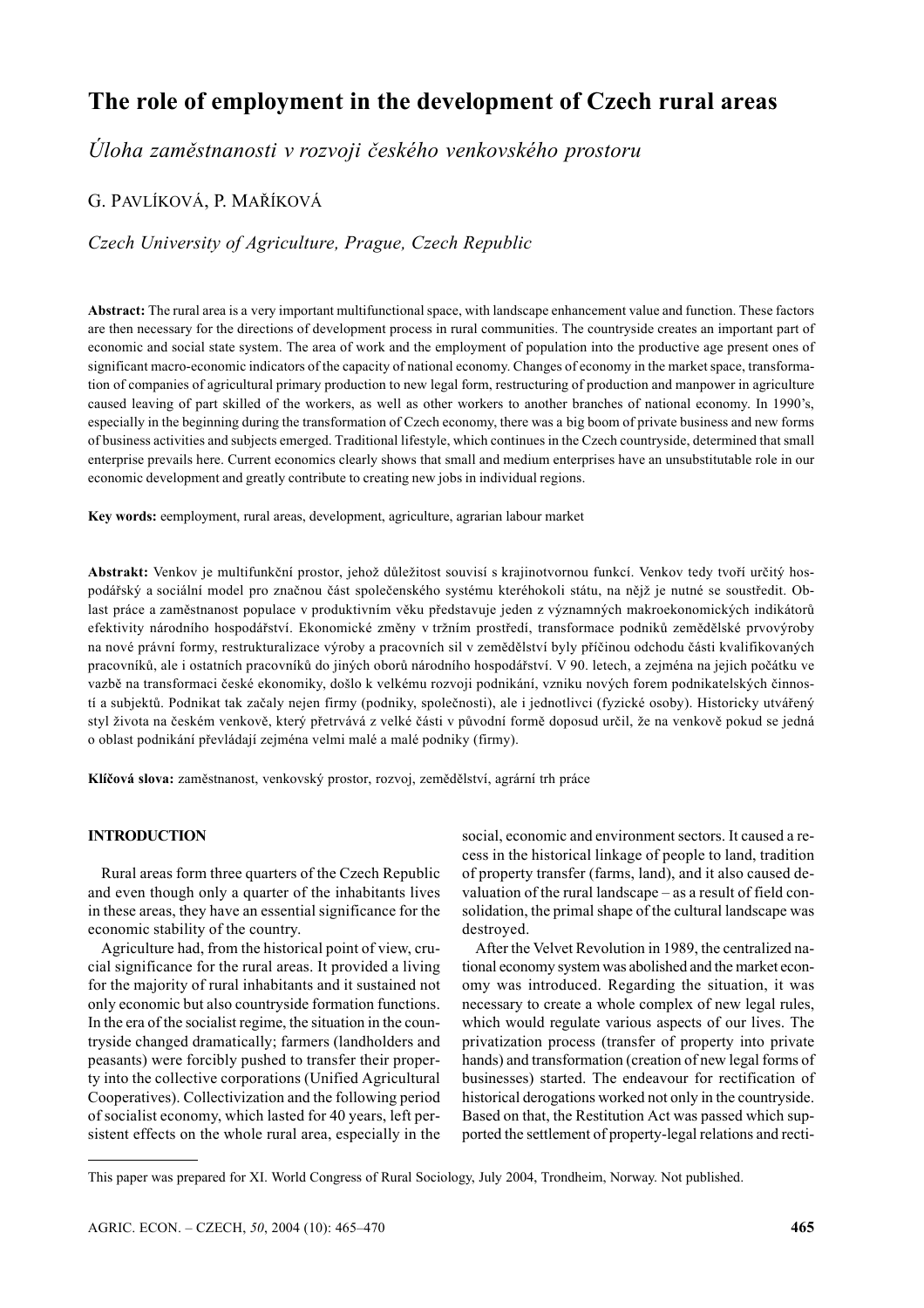# The role of employment in the development of Czech rural areas

*Úloha zaměstnanosti v rozvoji českého venkovského prostoru*

G. PAVLÍKOVÁ, P. MAŘÍKOVÁ

*Czech University of Agriculture, Prague, Czech Republic*

**Abstract:** The rural area is a very important multifunctional space, with landscape enhancement value and function. These factors are then necessary for the directions of development process in rural communities. The countryside creates an important part of economic and social state system. The area of work and the employment of population into the productive age present ones of significant macro-economic indicators of the capacity of national economy. Changes of economy in the market space, transformation of companies of agricultural primary production to new legal form, restructuring of production and manpower in agriculture caused leaving of part skilled of the workers, as well as other workers to another branches of national economy. In 1990's, especially in the beginning during the transformation of Czech economy, there was a big boom of private business and new forms of business activities and subjects emerged. Traditional lifestyle, which continues in the Czech countryside, determined that small enterprise prevails here. Current economics clearly shows that small and medium enterprises have an unsubstitutable role in our economic development and greatly contribute to creating new jobs in individual regions.

**Key words:** eemployment, rural areas, development, agriculture, agrarian labour market

**Abstrakt:** Venkov je multifunkční prostor, jehož důležitost souvisí s krajinotvornou funkcí. Venkov tedy tvoří určitý hospodářský a sociální model pro značnou část společenského systému kteréhokoli státu, na nějž je nutné se soustředit. Oblast práce a zaměstnanost populace v produktivním věku představuje jeden z významných makroekonomických indikátorů efektivity národního hospodářství. Ekonomické změny v tržním prostředí, transformace podniků zemědělské prvovýroby na nové právní formy, restrukturalizace výroby a pracovních sil v zemědělství byly příčinou odchodu části kvalifikovaných pracovníků, ale i ostatních pracovníků do jiných oborů národního hospodářství. V 90. letech, a zejména na jejich počátku ve vazbě na transformaci české ekonomiky, došlo k velkému rozvoji podnikání, vzniku nových forem podnikatelských činností a subjektů. Podnikat tak začaly nejen firmy (podniky, společnosti), ale i jednotlivci (fyzické osoby). Historicky utvářený styl života na českém venkově, který přetrvává z velké části v původní formě doposud určil, že na venkově pokud se jedná o oblast podnikání převládají zejména velmi malé a malé podniky (firmy).

**Klíčová slova:** zaměstnanost, venkovský prostor, rozvoj, zemědělství, agrární trh práce

## INTRODUCTION

Rural areas form three quarters of the Czech Republic and even though only a quarter of the inhabitants lives in these areas, they have an essential significance for the economic stability of the country.

Agriculture had, from the historical point of view, crucial significance for the rural areas. It provided a living for the majority of rural inhabitants and it sustained not only economic but also countryside formation functions. In the era of the socialist regime, the situation in the countryside changed dramatically; farmers (landholders and peasants) were forcibly pushed to transfer their property into the collective corporations (Unified Agricultural Cooperatives). Collectivization and the following period of socialist economy, which lasted for 40 years, left persistent effects on the whole rural area, especially in the social, economic and environment sectors. It caused a recess in the historical linkage of people to land, tradition of property transfer (farms, land), and it also caused devaluation of the rural landscape – as a result of field consolidation, the primal shape of the cultural landscape was destroyed.

After the Velvet Revolution in 1989, the centralized national economy system was abolished and the market economy was introduced. Regarding the situation, it was necessary to create a whole complex of new legal rules, which would regulate various aspects of our lives. The privatization process (transfer of property into private hands) and transformation (creation of new legal forms of businesses) started. The endeavour for rectification of historical derogations worked not only in the countryside. Based on that, the Restitution Act was passed which supported the settlement of property-legal relations and recti-

This paper was prepared for XI. World Congress of Rural Sociology, July 2004, Trondheim, Norway. Not published.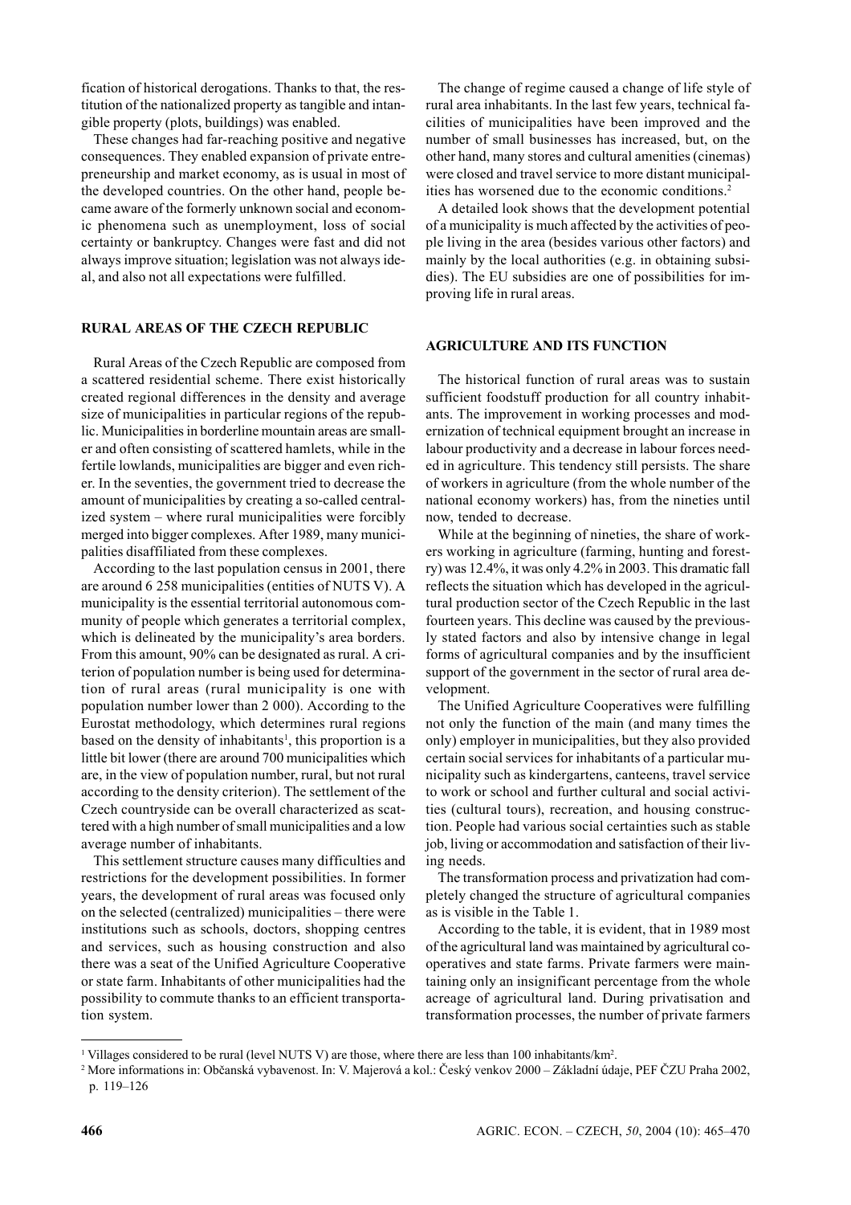fication of historical derogations. Thanks to that, the restitution of the nationalized property as tangible and intangible property (plots, buildings) was enabled.

These changes had far-reaching positive and negative consequences. They enabled expansion of private entrepreneurship and market economy, as is usual in most of the developed countries. On the other hand, people became aware of the formerly unknown social and economic phenomena such as unemployment, loss of social certainty or bankruptcy. Changes were fast and did not always improve situation; legislation was not always ideal, and also not all expectations were fulfilled.

## RURAL AREAS OF THE CZECH REPUBLIC

Rural Areas of the Czech Republic are composed from a scattered residential scheme. There exist historically created regional differences in the density and average size of municipalities in particular regions of the republic. Municipalities in borderline mountain areas are smaller and often consisting of scattered hamlets, while in the fertile lowlands, municipalities are bigger and even richer. In the seventies, the government tried to decrease the amount of municipalities by creating a so-called centralized system – where rural municipalities were forcibly merged into bigger complexes. After 1989, many municipalities disaffiliated from these complexes.

According to the last population census in 2001, there are around 6 258 municipalities (entities of NUTS V). A municipality is the essential territorial autonomous community of people which generates a territorial complex, which is delineated by the municipality's area borders. From this amount, 90% can be designated as rural. A criterion of population number is being used for determination of rural areas (rural municipality is one with population number lower than 2 000). According to the Eurostat methodology, which determines rural regions based on the density of inhabitants[1], this proportion is a little bit lower (there are around 700 municipalities which are, in the view of population number, rural, but not rural according to the density criterion). The settlement of the Czech countryside can be overall characterized as scattered with a high number of small municipalities and a low average number of inhabitants.

This settlement structure causes many difficulties and restrictions for the development possibilities. In former years, the development of rural areas was focused only on the selected (centralized) municipalities – there were institutions such as schools, doctors, shopping centres and services, such as housing construction and also there was a seat of the Unified Agriculture Cooperative or state farm. Inhabitants of other municipalities had the possibility to commute thanks to an efficient transportation system.

The change of regime caused a change of life style of rural area inhabitants. In the last few years, technical facilities of municipalities have been improved and the number of small businesses has increased, but, on the other hand, many stores and cultural amenities (cinemas) were closed and travel service to more distant municipalities has worsened due to the economic conditions.[2]

A detailed look shows that the development potential of a municipality is much affected by the activities of people living in the area (besides various other factors) and mainly by the local authorities (e.g. in obtaining subsidies). The EU subsidies are one of possibilities for improving life in rural areas.

## AGRICULTURE AND ITS FUNCTION

The historical function of rural areas was to sustain sufficient foodstuff production for all country inhabitants. The improvement in working processes and modernization of technical equipment brought an increase in labour productivity and a decrease in labour forces needed in agriculture. This tendency still persists. The share of workers in agriculture (from the whole number of the national economy workers) has, from the nineties until now, tended to decrease.

While at the beginning of nineties, the share of workers working in agriculture (farming, hunting and forestry) was 12.4%, it was only 4.2% in 2003. This dramatic fall reflects the situation which has developed in the agricultural production sector of the Czech Republic in the last fourteen years. This decline was caused by the previously stated factors and also by intensive change in legal forms of agricultural companies and by the insufficient support of the government in the sector of rural area development.

The Unified Agriculture Cooperatives were fulfilling not only the function of the main (and many times the only) employer in municipalities, but they also provided certain social services for inhabitants of a particular municipality such as kindergartens, canteens, travel service to work or school and further cultural and social activities (cultural tours), recreation, and housing construction. People had various social certainties such as stable job, living or accommodation and satisfaction of their living needs.

The transformation process and privatization had completely changed the structure of agricultural companies as is visible in the Table 1.

According to the table, it is evident, that in 1989 most of the agricultural land was maintained by agricultural cooperatives and state farms. Private farmers were maintaining only an insignificant percentage from the whole acreage of agricultural land. During privatisation and transformation processes, the number of private farmers

---

[1] Villages considered to be rural (level NUTS V) are those, where there are less than 100 inhabitants/km².

[2] More informations in: Občanská vybavenost. In: V. Majerová a kol.: Český venkov 2000 – Základní údaje, PEF ČZU Praha 2002, p. 119–126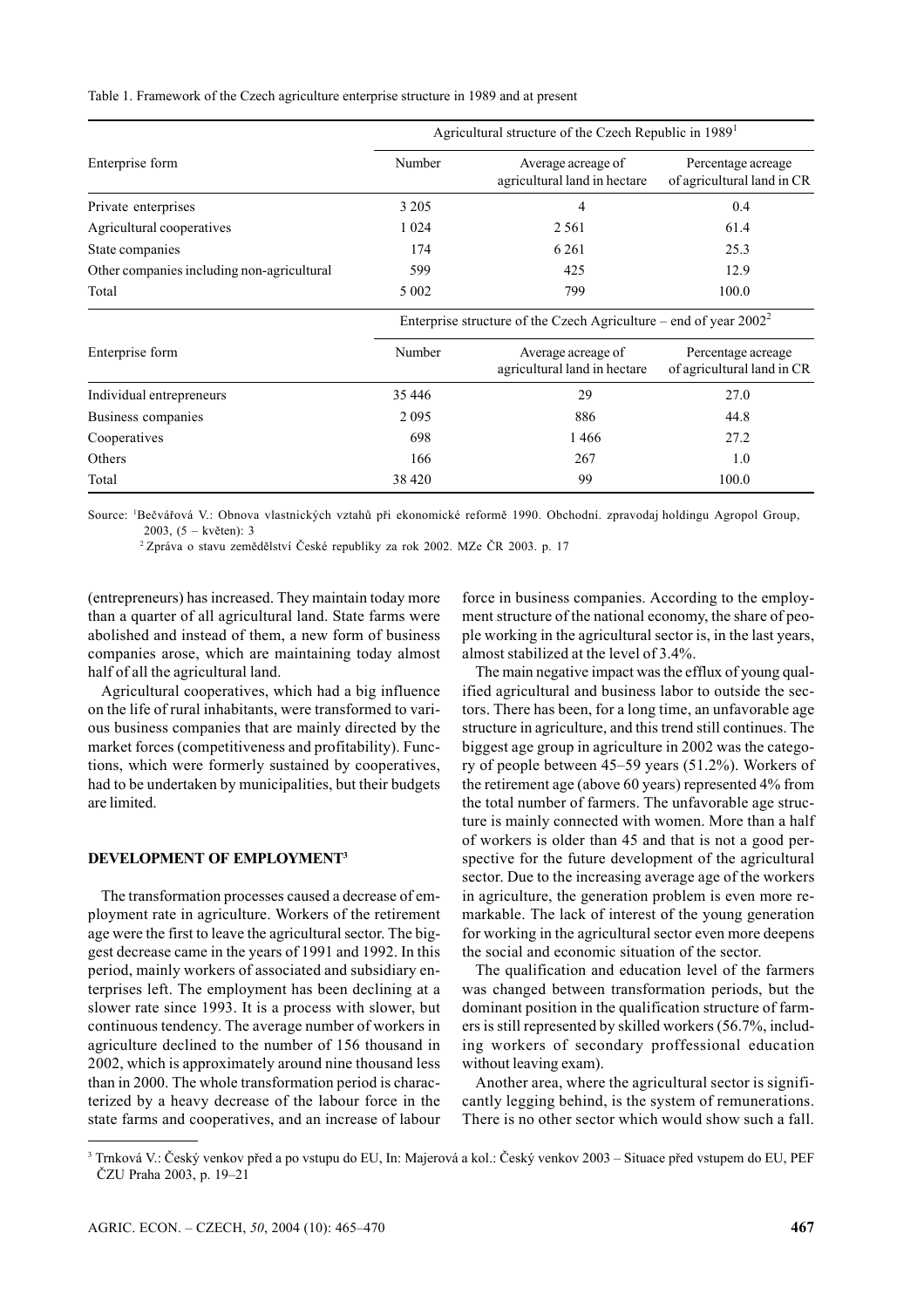Table 1. Framework of the Czech agriculture enterprise structure in 1989 and at present

| Enterprise form | Agricultural structure of the Czech Republic in 1989[1] | | |
|---|---|---|---|
| | Number | Average acreage of agricultural land in hectare | Percentage acreage of agricultural land in CR |
| Private enterprises | 3 205 | 4 | 0.4 |
| Agricultural cooperatives | 1 024 | 2 561 | 61.4 |
| State companies | 174 | 6 261 | 25.3 |
| Other companies including non-agricultural | 599 | 425 | 12.9 |
| Total | 5 002 | 799 | 100.0 |
| | Enterprise structure of the Czech Agriculture – end of year 2002[2] | | |
| Enterprise form | Number | Average acreage of agricultural land in hectare | Percentage acreage of agricultural land in CR |
| Individual entrepreneurs | 35 446 | 29 | 27.0 |
| Business companies | 2 095 | 886 | 44.8 |
| Cooperatives | 698 | 1 466 | 27.2 |
| Others | 166 | 267 | 1.0 |
| Total | 38 420 | 99 | 100.0 |

Source: [1]Bečvářová V.: Obnova vlastnických vztahů při ekonomické reformě 1990. Obchodní. zpravodaj holdingu Agropol Group, 2003, (5 – květen): 3

[2]Zpráva o stavu zemědělství České republiky za rok 2002. MZe ČR 2003. p. 17

(entrepreneurs) has increased. They maintain today more than a quarter of all agricultural land. State farms were abolished and instead of them, a new form of business companies arose, which are maintaining today almost half of all the agricultural land.

Agricultural cooperatives, which had a big influence on the life of rural inhabitants, were transformed to various business companies that are mainly directed by the market forces (competitiveness and profitability). Functions, which were formerly sustained by cooperatives, had to be undertaken by municipalities, but their budgets are limited.

## DEVELOPMENT OF EMPLOYMENT[3]

The transformation processes caused a decrease of employment rate in agriculture. Workers of the retirement age were the first to leave the agricultural sector. The biggest decrease came in the years of 1991 and 1992. In this period, mainly workers of associated and subsidiary enterprises left. The employment has been declining at a slower rate since 1993. It is a process with slower, but continuous tendency. The average number of workers in agriculture declined to the number of 156 thousand in 2002, which is approximately around nine thousand less than in 2000. The whole transformation period is characterized by a heavy decrease of the labour force in the state farms and cooperatives, and an increase of labour force in business companies. According to the employment structure of the national economy, the share of people working in the agricultural sector is, in the last years, almost stabilized at the level of 3.4%.

The main negative impact was the efflux of young qualified agricultural and business labor to outside the sectors. There has been, for a long time, an unfavorable age structure in agriculture, and this trend still continues. The biggest age group in agriculture in 2002 was the category of people between 45–59 years (51.2%). Workers of the retirement age (above 60 years) represented 4% from the total number of farmers. The unfavorable age structure is mainly connected with women. More than a half of workers is older than 45 and that is not a good perspective for the future development of the agricultural sector. Due to the increasing average age of the workers in agriculture, the generation problem is even more remarkable. The lack of interest of the young generation for working in the agricultural sector even more deepens the social and economic situation of the sector.

The qualification and education level of the farmers was changed between transformation periods, but the dominant position in the qualification structure of farmers is still represented by skilled workers (56.7%, including workers of secondary proffessional education without leaving exam).

Another area, where the agricultural sector is significantly legging behind, is the system of remunerations. There is no other sector which would show such a fall.

[3] Trnková V.: Český venkov před a po vstupu do EU, In: Majerová a kol.: Český venkov 2003 – Situace před vstupem do EU, PEF ČZU Praha 2003, p. 19–21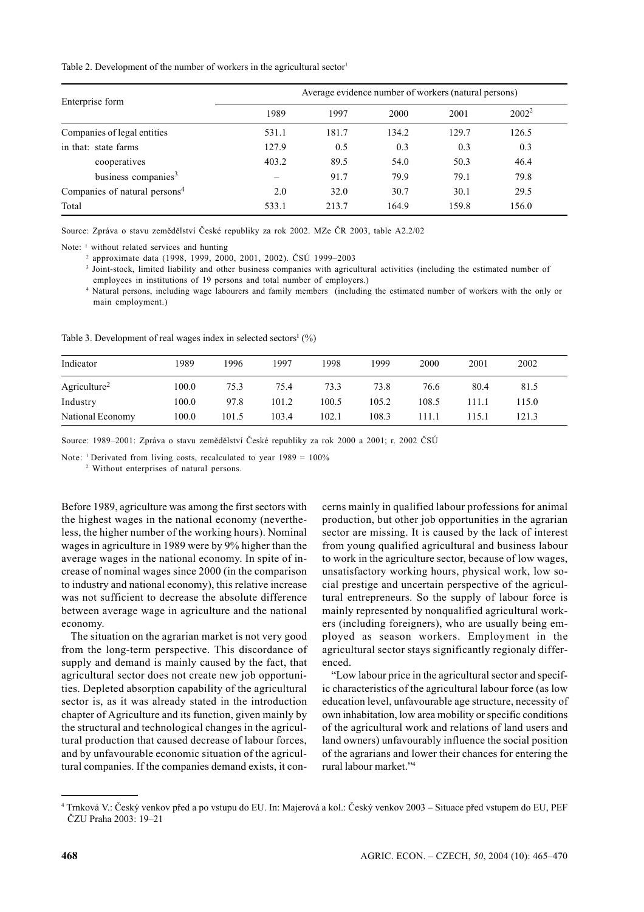Table 2. Development of the number of workers in the agricultural sector[1]

| Enterprise form | Average evidence number of workers (natural persons) | | | | |
|---|---|---|---|---|---|
| | 1989 | 1997 | 2000 | 2001 | 2002[2] |
| Companies of legal entities | 531.1 | 181.7 | 134.2 | 129.7 | 126.5 |
| in that: state farms | 127.9 | 0.5 | 0.3 | 0.3 | 0.3 |
| cooperatives | 403.2 | 89.5 | 54.0 | 50.3 | 46.4 |
| business companies[3] | – | 91.7 | 79.9 | 79.1 | 79.8 |
| Companies of natural persons[4] | 2.0 | 32.0 | 30.7 | 30.1 | 29.5 |
| Total | 533.1 | 213.7 | 164.9 | 159.8 | 156.0 |

Source: Zpráva o stavu zemědělství České republiky za rok 2002. MZe ČR 2003, table A2.2/02

Note: [1] without related services and hunting
[2] approximate data (1998, 1999, 2000, 2001, 2002). ČSÚ 1999–2003
[3] Joint-stock, limited liability and other business companies with agricultural activities (including the estimated number of employees in institutions of 19 persons and total number of employers.)
[4] Natural persons, including wage labourers and family members (including the estimated number of workers with the only or main employment.)

Table 3. Development of real wages index in selected sectors[1] (%)

| Indicator | 1989 | 1996 | 1997 | 1998 | 1999 | 2000 | 2001 | 2002 |
|---|---|---|---|---|---|---|---|---|
| Agriculture[2] | 100.0 | 75.3 | 75.4 | 73.3 | 73.8 | 76.6 | 80.4 | 81.5 |
| Industry | 100.0 | 97.8 | 101.2 | 100.5 | 105.2 | 108.5 | 111.1 | 115.0 |
| National Economy | 100.0 | 101.5 | 103.4 | 102.1 | 108.3 | 111.1 | 115.1 | 121.3 |

Source: 1989–2001: Zpráva o stavu zemědělství České republiky za rok 2000 a 2001; r. 2002 ČSÚ

Note: [1] Derivated from living costs, recalculated to year 1989 = 100%
[2] Without enterprises of natural persons.

Before 1989, agriculture was among the first sectors with the highest wages in the national economy (nevertheless, the higher number of the working hours). Nominal wages in agriculture in 1989 were by 9% higher than the average wages in the national economy. In spite of increase of nominal wages since 2000 (in the comparison to industry and national economy), this relative increase was not sufficient to decrease the absolute difference between average wage in agriculture and the national economy.

The situation on the agrarian market is not very good from the long-term perspective. This discordance of supply and demand is mainly caused by the fact, that agricultural sector does not create new job opportunities. Depleted absorption capability of the agricultural sector is, as it was already stated in the introduction chapter of Agriculture and its function, given mainly by the structural and technological changes in the agricultural production that caused decrease of labour forces, and by unfavourable economic situation of the agricultural companies. If the companies demand exists, it concerns mainly in qualified labour professions for animal production, but other job opportunities in the agrarian sector are missing. It is caused by the lack of interest from young qualified agricultural and business labour to work in the agriculture sector, because of low wages, unsatisfactory working hours, physical work, low social prestige and uncertain perspective of the agricultural entrepreneurs. So the supply of labour force is mainly represented by nonqualified agricultural workers (including foreigners), who are usually being employed as season workers. Employment in the agricultural sector stays significantly regionaly differenced.

"Low labour price in the agricultural sector and specific characteristics of the agricultural labour force (as low education level, unfavourable age structure, necessity of own inhabitation, low area mobility or specific conditions of the agricultural work and relations of land users and land owners) unfavourably influence the social position of the agrarians and lower their chances for entering the rural labour market."[4]

[4] Trnková V.: Český venkov před a po vstupu do EU. In: Majerová a kol.: Český venkov 2003 – Situace před vstupem do EU, PEF ČZU Praha 2003: 19–21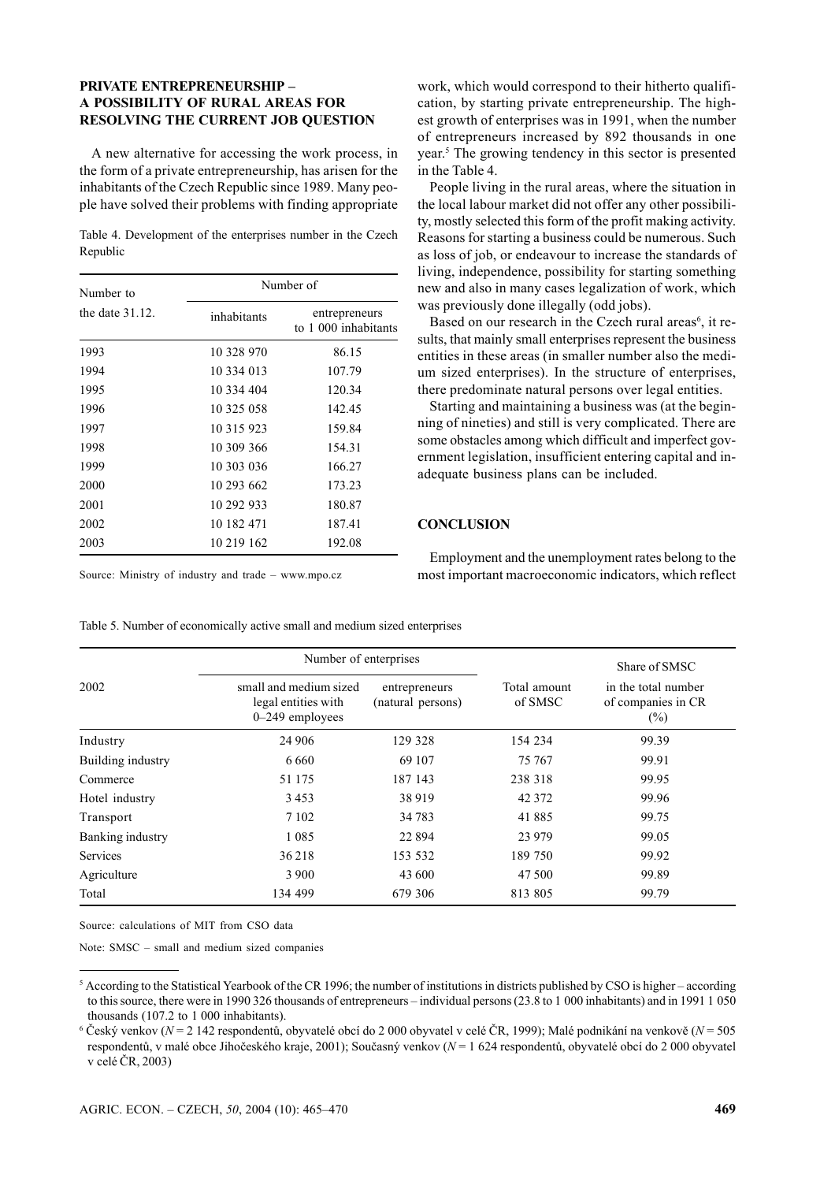### PRIVATE ENTREPRENEURSHIP – A POSSIBILITY OF RURAL AREAS FOR RESOLVING THE CURRENT JOB QUESTION

A new alternative for accessing the work process, in the form of a private entrepreneurship, has arisen for the inhabitants of the Czech Republic since 1989. Many people have solved their problems with finding appropriate work, which would correspond to their hitherto qualification, by starting private entrepreneurship. The highest growth of enterprises was in 1991, when the number of entrepreneurs increased by 892 thousands in one year.[5] The growing tendency in this sector is presented in the Table 4.

Table 4. Development of the enterprises number in the Czech Republic

| Number to the date 31.12. | Number of | |
|---|---|---|
| | inhabitants | entrepreneurs to 1 000 inhabitants |
| 1993 | 10 328 970 | 86.15 |
| 1994 | 10 334 013 | 107.79 |
| 1995 | 10 334 404 | 120.34 |
| 1996 | 10 325 058 | 142.45 |
| 1997 | 10 315 923 | 159.84 |
| 1998 | 10 309 366 | 154.31 |
| 1999 | 10 303 036 | 166.27 |
| 2000 | 10 293 662 | 173.23 |
| 2001 | 10 292 933 | 180.87 |
| 2002 | 10 182 471 | 187.41 |
| 2003 | 10 219 162 | 192.08 |

Source: Ministry of industry and trade – www.mpo.cz

People living in the rural areas, where the situation in the local labour market did not offer any other possibility, mostly selected this form of the profit making activity. Reasons for starting a business could be numerous. Such as loss of job, or endeavour to increase the standards of living, independence, possibility for starting something new and also in many cases legalization of work, which was previously done illegally (odd jobs).

Based on our research in the Czech rural areas[6], it results, that mainly small enterprises represent the business entities in these areas (in smaller number also the medium sized enterprises). In the structure of enterprises, there predominate natural persons over legal entities.

Starting and maintaining a business was (at the beginning of nineties) and still is very complicated. There are some obstacles among which difficult and imperfect government legislation, insufficient entering capital and inadequate business plans can be included.

## CONCLUSION

Employment and the unemployment rates belong to the most important macroeconomic indicators, which reflect

Table 5. Number of economically active small and medium sized enterprises

| 2002 | Number of enterprises | | Total amount of SMSC | Share of SMSC in the total number of companies in CR (%) |
|---|---|---|---|---|
| | small and medium sized legal entities with 0–249 employees | entrepreneurs (natural persons) | | |
| Industry | 24 906 | 129 328 | 154 234 | 99.39 |
| Building industry | 6 660 | 69 107 | 75 767 | 99.91 |
| Commerce | 51 175 | 187 143 | 238 318 | 99.95 |
| Hotel industry | 3 453 | 38 919 | 42 372 | 99.96 |
| Transport | 7 102 | 34 783 | 41 885 | 99.75 |
| Banking industry | 1 085 | 22 894 | 23 979 | 99.05 |
| Services | 36 218 | 153 532 | 189 750 | 99.92 |
| Agriculture | 3 900 | 43 600 | 47 500 | 99.89 |
| Total | 134 499 | 679 306 | 813 805 | 99.79 |

Source: calculations of MIT from CSO data

Note: SMSC – small and medium sized companies

---

[5] According to the Statistical Yearbook of the CR 1996; the number of institutions in districts published by CSO is higher – according to this source, there were in 1990 326 thousands of entrepreneurs – individual persons (23.8 to 1 000 inhabitants) and in 1991 1 050 thousands (107.2 to 1 000 inhabitants).

[6] Český venkov (*N* = 2 142 respondentů, obyvatelé obcí do 2 000 obyvatel v celé ČR, 1999); Malé podnikání na venkově (*N* = 505 respondentů, v malé obce Jihočeského kraje, 2001); Současný venkov (*N* = 1 624 respondentů, obyvatelé obcí do 2 000 obyvatel v celé ČR, 2003)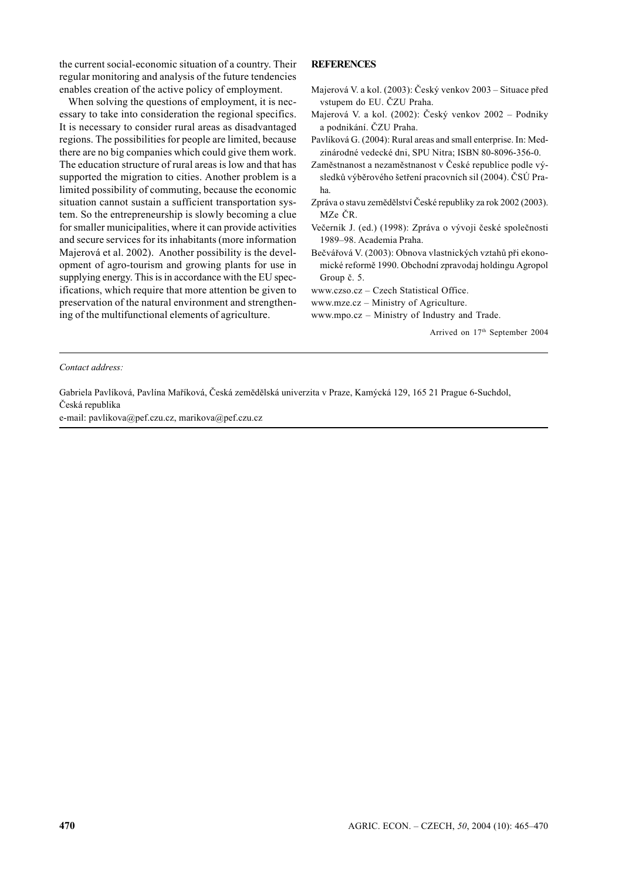the current social-economic situation of a country. Their regular monitoring and analysis of the future tendencies enables creation of the active policy of employment.

When solving the questions of employment, it is necessary to take into consideration the regional specifics. It is necessary to consider rural areas as disadvantaged regions. The possibilities for people are limited, because there are no big companies which could give them work. The education structure of rural areas is low and that has supported the migration to cities. Another problem is a limited possibility of commuting, because the economic situation cannot sustain a sufficient transportation system. So the entrepreneurship is slowly becoming a clue for smaller municipalities, where it can provide activities and secure services for its inhabitants (more information Majerová et al. 2002). Another possibility is the development of agro-tourism and growing plants for use in supplying energy. This is in accordance with the EU specifications, which require that more attention be given to preservation of the natural environment and strengthening of the multifunctional elements of agriculture.

## REFERENCES

Majerová V. a kol. (2003): Český venkov 2003 – Situace před vstupem do EU. ČZU Praha.

Majerová V. a kol. (2002): Český venkov 2002 – Podniky a podnikání. ČZU Praha.

Pavlíková G. (2004): Rural areas and small enterprise. In: Medzinárodné vedecké dni, SPU Nitra; ISBN 80-8096-356-0.

Zaměstnanost a nezaměstnanost v České republice podle výsledků výběrového šetření pracovních sil (2004). ČSÚ Praha.

Zpráva o stavu zemědělství České republiky za rok 2002 (2003). MZe ČR.

Večerník J. (ed.) (1998): Zpráva o vývoji české společnosti 1989–98. Academia Praha.

Bečvářová V. (2003): Obnova vlastnických vztahů při ekonomické reformě 1990. Obchodní zpravodaj holdingu Agropol Group č. 5.

www.czso.cz – Czech Statistical Office.

www.mze.cz – Ministry of Agriculture.

www.mpo.cz – Ministry of Industry and Trade.

Arrived on 17th September 2004

*Contact address:*

Gabriela Pavlíková, Pavlína Maříková, Česká zemědělská univerzita v Praze, Kamýcká 129, 165 21 Prague 6-Suchdol, Česká republika
e-mail: pavlikova@pef.czu.cz, marikova@pef.czu.cz